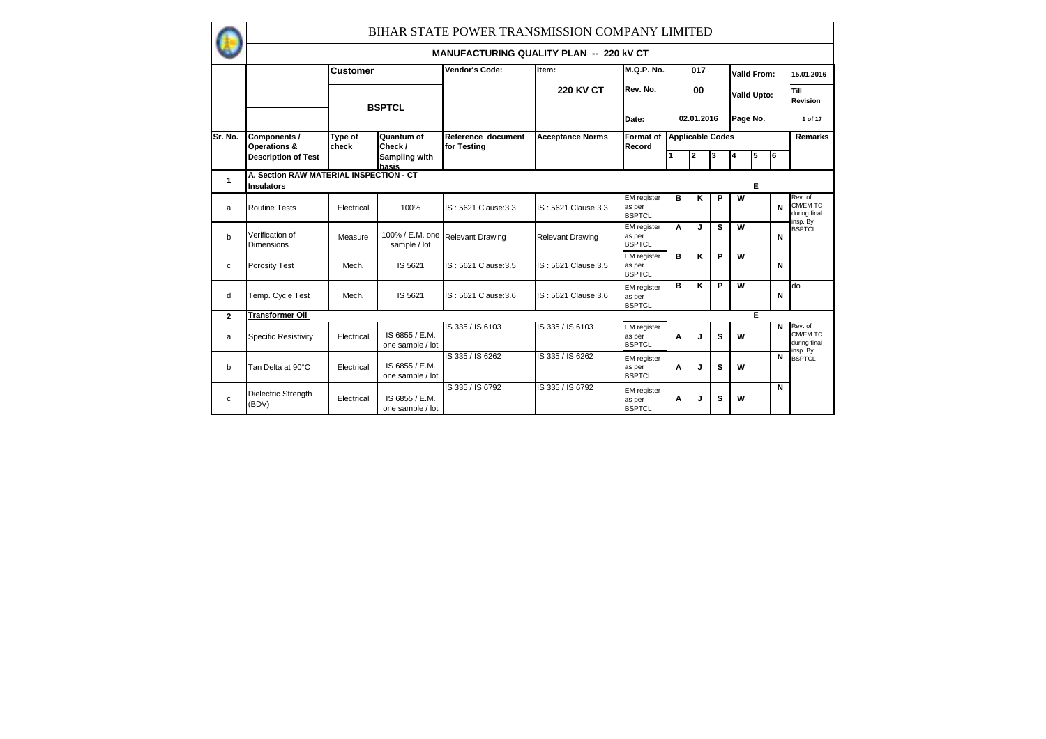# BIHAR STATE POWER TRANSMISSION COMPANY LIMITED

## MANUFACTURING QUALITY PLAN -- 220 kV CT

| | Customer | | Vendor's Code: | Item: | M.Q.P. No. | 017 | | | Valid From: | | | 15.01.2016 |
|---|---|---|---|---|---|---|---|---|---|---|---|---|
| | BSPTCL | | | 220 KV CT | Rev. No. | 00 | | | Valid Upto: | | | Till Revision |
| | | | | | Date: | 02.01.2016 | | | Page No. | | | 1 of 17 |

| Sr. No. | Components / Operations & Description of Test | Type of check | Quantum of Check / Sampling with basis | Reference document for Testing | Acceptance Norms | Format of Record | Applicable Codes 1 | 2 | 3 | 4 | 5 | 6 | Remarks |
|---|---|---|---|---|---|---|---|---|---|---|---|---|---|
| 1 | A. Section RAW MATERIAL INSPECTION - CT Insulators | | | | | | | | | | E | | |
| a | Routine Tests | Electrical | 100% | IS : 5621 Clause:3.3 | IS : 5621 Clause:3.3 | EM register as per BSPTCL | B | K | P | W | | N | Rev. of CM/EM TC during final insp. By BSPTCL |
| b | Verification of Dimensions | Measure | 100% / E.M. one sample / lot | Relevant Drawing | Relevant Drawing | EM register as per BSPTCL | A | J | S | W | | N | |
| c | Porosity Test | Mech. | IS 5621 | IS : 5621 Clause:3.5 | IS : 5621 Clause:3.5 | EM register as per BSPTCL | B | K | P | W | | N | |
| d | Temp. Cycle Test | Mech. | IS 5621 | IS : 5621 Clause:3.6 | IS : 5621 Clause:3.6 | EM register as per BSPTCL | B | K | P | W | | N | do |
| 2 | Transformer Oil | | | | | | | | | | E | | |
| a | Specific Resistivity | Electrical | IS 6855 / E.M. one sample / lot | IS 335 / IS 6103 | IS 335 / IS 6103 | EM register as per BSPTCL | A | J | S | W | | N | Rev. of CM/EM TC during final insp. By BSPTCL |
| b | Tan Delta at 90°C | Electrical | IS 6855 / E.M. one sample / lot | IS 335 / IS 6262 | IS 335 / IS 6262 | EM register as per BSPTCL | A | J | S | W | | N | |
| c | Dielectric Strength (BDV) | Electrical | IS 6855 / E.M. one sample / lot | IS 335 / IS 6792 | IS 335 / IS 6792 | EM register as per BSPTCL | A | J | S | W | | N | |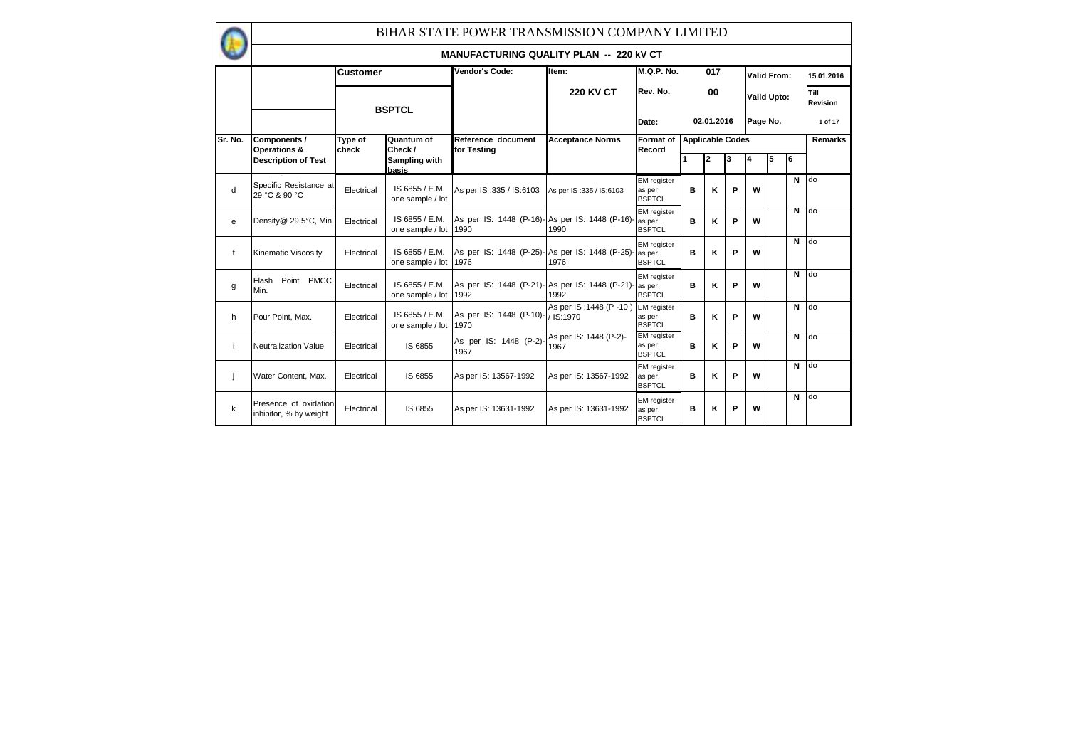# BIHAR STATE POWER TRANSMISSION COMPANY LIMITED

## MANUFACTURING QUALITY PLAN -- 220 kV CT

| Customer | Vendor's Code: | Item: | M.Q.P. No. | 017 | Valid From: | 15.01.2016 |
|---|---|---|---|---|---|---|
| BSPTCL | | 220 KV CT | Rev. No. | 00 | Valid Upto: | Till Revision |
| | | | Date: | 02.01.2016 | Page No. | 1 of 17 |

| Sr. No. | Components / Operations & Description of Test | Type of check | Quantum of Check / Sampling with basis | Reference document for Testing | Acceptance Norms | Format of Record | Applicable Codes 1 | 2 | 3 | 4 | 5 | 6 | Remarks |
|---|---|---|---|---|---|---|---|---|---|---|---|---|---|
| d | Specific Resistance at 29 °C & 90 °C | Electrical | IS 6855 / E.M. one sample / lot | As per IS :335 / IS:6103 | As per IS :335 / IS:6103 | EM register as per BSPTCL | B | K | P | W | | N | do |
| e | Density@ 29.5°C, Min. | Electrical | IS 6855 / E.M. one sample / lot | As per IS: 1448 (P-16)-1990 | As per IS: 1448 (P-16)-1990 | EM register as per BSPTCL | B | K | P | W | | N | do |
| f | Kinematic Viscosity | Electrical | IS 6855 / E.M. one sample / lot | As per IS: 1448 (P-25)-1976 | As per IS: 1448 (P-25)-1976 | EM register as per BSPTCL | B | K | P | W | | N | do |
| g | Flash Point PMCC, Min. | Electrical | IS 6855 / E.M. one sample / lot | As per IS: 1448 (P-21)-1992 | As per IS: 1448 (P-21)-1992 | EM register as per BSPTCL | B | K | P | W | | N | do |
| h | Pour Point, Max. | Electrical | IS 6855 / E.M. one sample / lot | As per IS: 1448 (P-10)-1970 | As per IS :1448 (P -10 ) / IS:1970 | EM register as per BSPTCL | B | K | P | W | | N | do |
| i | Neutralization Value | Electrical | IS 6855 | As per IS: 1448 (P-2)-1967 | As per IS: 1448 (P-2)-1967 | EM register as per BSPTCL | B | K | P | W | | N | do |
| j | Water Content, Max. | Electrical | IS 6855 | As per IS: 13567-1992 | As per IS: 13567-1992 | EM register as per BSPTCL | B | K | P | W | | N | do |
| k | Presence of oxidation inhibitor, % by weight | Electrical | IS 6855 | As per IS: 13631-1992 | As per IS: 13631-1992 | EM register as per BSPTCL | B | K | P | W | | N | do |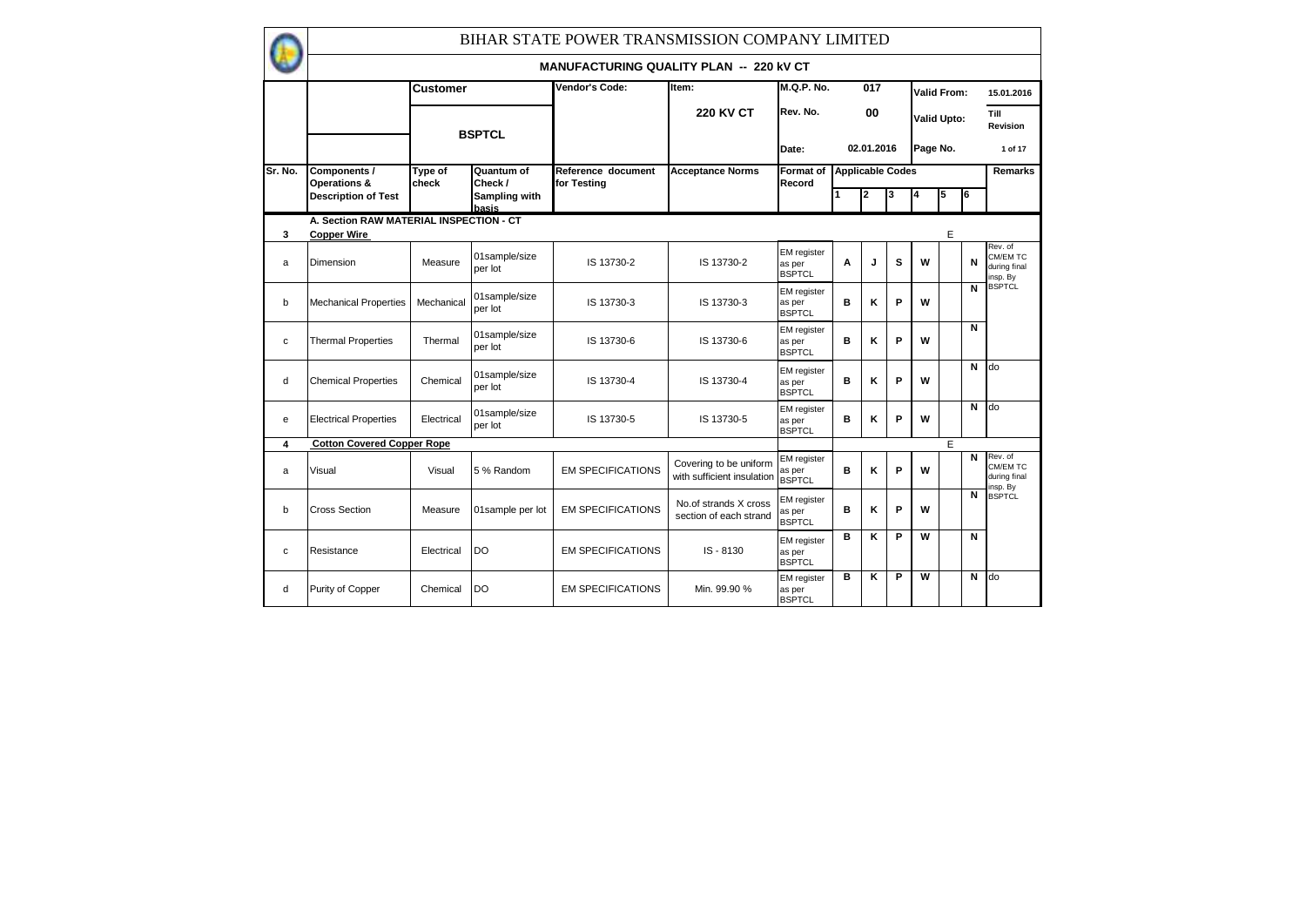# BIHAR STATE POWER TRANSMISSION COMPANY LIMITED

## MANUFACTURING QUALITY PLAN -- 220 kV CT

| | | Customer | | Vendor's Code: | Item: | M.Q.P. No. | 017 | | | Valid From: | | | 15.01.2016 |
|---|---|---|---|---|---|---|---|---|---|---|---|---|---|
| | | BSPTCL | | | 220 KV CT | Rev. No. | 00 | | | Valid Upto: | | | Till Revision |
| | | | | | | Date: | 02.01.2016 | | | Page No. | | | 1 of 17 |
| Sr. No. | Components / Operations & Description of Test | Type of check | Quantum of Check / Sampling with basis | Reference document for Testing | Acceptance Norms | Format of Record | Applicable Codes | | | | | | Remarks |
| | | | | | | | 1 | 2 | 3 | 4 | 5 | 6 | |
| | **A. Section RAW MATERIAL INSPECTION - CT** | | | | | | | | | | | | |
| **3** | **Copper Wire** | | | | | | | | | | E | | |
| a | Dimension | Measure | 01sample/size per lot | IS 13730-2 | IS 13730-2 | EM register as per BSPTCL | A | J | S | W | | N | Rev. of CM/EM TC during final insp. By BSPTCL |
| b | Mechanical Properties | Mechanical | 01sample/size per lot | IS 13730-3 | IS 13730-3 | EM register as per BSPTCL | B | K | P | W | | N | |
| c | Thermal Properties | Thermal | 01sample/size per lot | IS 13730-6 | IS 13730-6 | EM register as per BSPTCL | B | K | P | W | | N | |
| d | Chemical Properties | Chemical | 01sample/size per lot | IS 13730-4 | IS 13730-4 | EM register as per BSPTCL | B | K | P | W | | N | do |
| e | Electrical Properties | Electrical | 01sample/size per lot | IS 13730-5 | IS 13730-5 | EM register as per BSPTCL | B | K | P | W | | N | do |
| **4** | **Cotton Covered Copper Rope** | | | | | | | | | | E | | |
| a | Visual | Visual | 5 % Random | EM SPECIFICATIONS | Covering to be uniform with sufficient insulation | EM register as per BSPTCL | B | K | P | W | | N | Rev. of CM/EM TC during final insp. By BSPTCL |
| b | Cross Section | Measure | 01sample per lot | EM SPECIFICATIONS | No.of strands X cross section of each strand | EM register as per BSPTCL | B | K | P | W | | N | |
| c | Resistance | Electrical | DO | EM SPECIFICATIONS | IS - 8130 | EM register as per BSPTCL | B | K | P | W | | N | |
| d | Purity of Copper | Chemical | DO | EM SPECIFICATIONS | Min. 99.90 % | EM register as per BSPTCL | B | K | P | W | | N | do |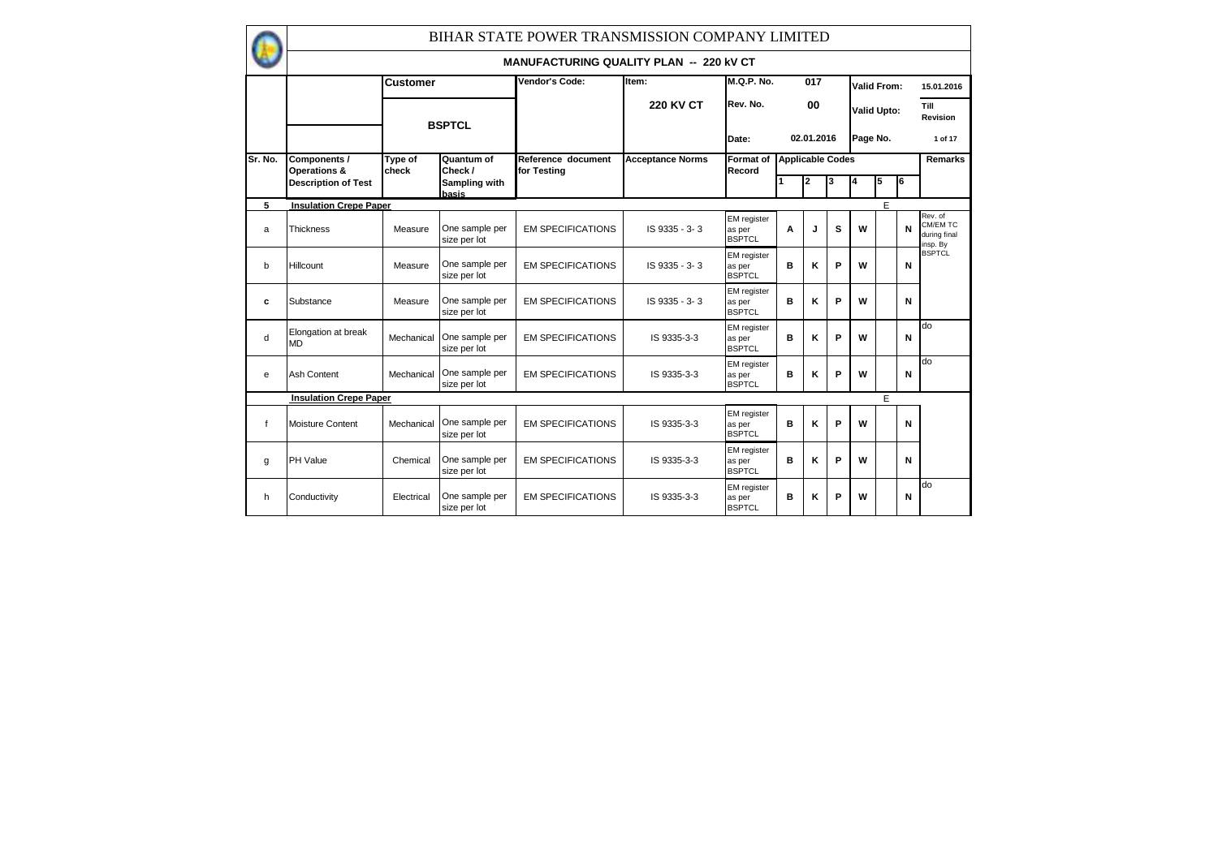# BIHAR STATE POWER TRANSMISSION COMPANY LIMITED

## MANUFACTURING QUALITY PLAN -- 220 kV CT

| Customer | Vendor's Code: | Item: | M.Q.P. No. | 017 | Valid From: | 15.01.2016 |
|---|---|---|---|---|---|---|
| BSPTCL | | 220 KV CT | Rev. No. | 00 | Valid Upto: | Till Revision |
| | | | Date: | 02.01.2016 | Page No. | 1 of 17 |

| Sr. No. | Components / Operations & Description of Test | Type of check | Quantum of Check / Sampling with basis | Reference document for Testing | Acceptance Norms | Format of Record | Applicable Codes | | | | | | Remarks |
|---|---|---|---|---|---|---|---|---|---|---|---|---|---|
| | | | | | | | 1 | 2 | 3 | 4 | 5 | 6 | |
| 5 | **Insulation Crepe Paper** | | | | | | | | | | E | | |
| a | Thickness | Measure | One sample per size per lot | EM SPECIFICATIONS | IS 9335 - 3- 3 | EM register as per BSPTCL | A | J | S | W | | N | Rev. of CM/EM TC during final insp. By BSPTCL |
| b | Hillcount | Measure | One sample per size per lot | EM SPECIFICATIONS | IS 9335 - 3- 3 | EM register as per BSPTCL | B | K | P | W | | N | |
| c | Substance | Measure | One sample per size per lot | EM SPECIFICATIONS | IS 9335 - 3- 3 | EM register as per BSPTCL | B | K | P | W | | N | |
| d | Elongation at break MD | Mechanical | One sample per size per lot | EM SPECIFICATIONS | IS 9335-3-3 | EM register as per BSPTCL | B | K | P | W | | N | do |
| e | Ash Content | Mechanical | One sample per size per lot | EM SPECIFICATIONS | IS 9335-3-3 | EM register as per BSPTCL | B | K | P | W | | N | do |
| | **Insulation Crepe Paper** | | | | | | | | | | E | | |
| f | Moisture Content | Mechanical | One sample per size per lot | EM SPECIFICATIONS | IS 9335-3-3 | EM register as per BSPTCL | B | K | P | W | | N | |
| g | PH Value | Chemical | One sample per size per lot | EM SPECIFICATIONS | IS 9335-3-3 | EM register as per BSPTCL | B | K | P | W | | N | |
| h | Conductivity | Electrical | One sample per size per lot | EM SPECIFICATIONS | IS 9335-3-3 | EM register as per BSPTCL | B | K | P | W | | N | do |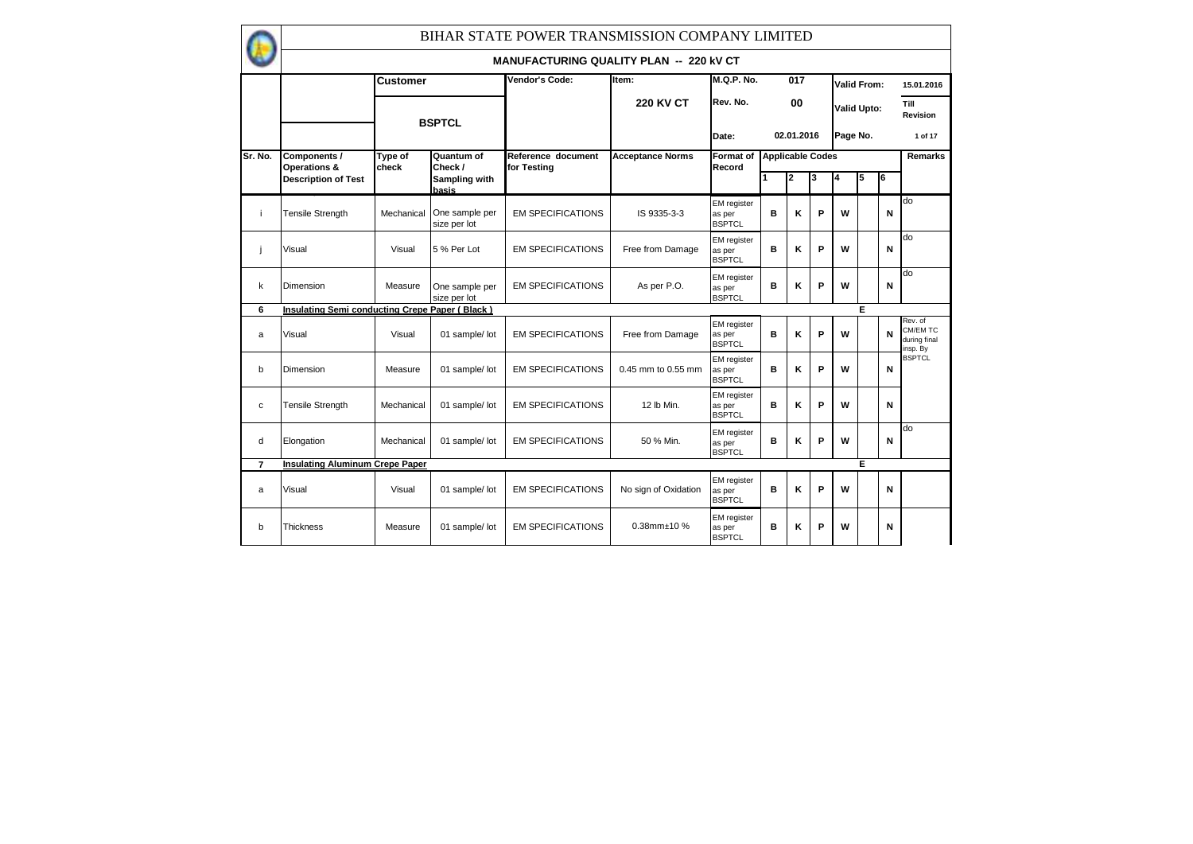# BIHAR STATE POWER TRANSMISSION COMPANY LIMITED

## MANUFACTURING QUALITY PLAN -- 220 kV CT

| | Customer | | Vendor's Code: | Item: | M.Q.P. No. | 017 | Valid From: | 15.01.2016 |
|---|---|---|---|---|---|---|---|---|
| | BSPTCL | | | 220 KV CT | Rev. No. | 00 | Valid Upto: | Till Revision |
| | | | | | Date: | 02.01.2016 | Page No. | 1 of 17 |

| Sr. No. | Components / Operations & Description of Test | Type of check | Quantum of Check / Sampling with basis | Reference document for Testing | Acceptance Norms | Format of Record | Applicable Codes 1 | 2 | 3 | 4 | 5 | 6 | Remarks |
|---|---|---|---|---|---|---|---|---|---|---|---|---|---|
| i | Tensile Strength | Mechanical | One sample per size per lot | EM SPECIFICATIONS | IS 9335-3-3 | EM register as per BSPTCL | B | K | P | W | | N | do |
| j | Visual | Visual | 5 % Per Lot | EM SPECIFICATIONS | Free from Damage | EM register as per BSPTCL | B | K | P | W | | N | do |
| k | Dimension | Measure | One sample per size per lot | EM SPECIFICATIONS | As per P.O. | EM register as per BSPTCL | B | K | P | W | | N | do |
| 6 | **Insulating Semi conducting Crepe Paper ( Black )** | | | | | | | | | | E | | |
| a | Visual | Visual | 01 sample/ lot | EM SPECIFICATIONS | Free from Damage | EM register as per BSPTCL | B | K | P | W | | N | Rev. of CM/EM TC during final insp. By BSPTCL |
| b | Dimension | Measure | 01 sample/ lot | EM SPECIFICATIONS | 0.45 mm to 0.55 mm | EM register as per BSPTCL | B | K | P | W | | N | |
| c | Tensile Strength | Mechanical | 01 sample/ lot | EM SPECIFICATIONS | 12 lb Min. | EM register as per BSPTCL | B | K | P | W | | N | |
| d | Elongation | Mechanical | 01 sample/ lot | EM SPECIFICATIONS | 50 % Min. | EM register as per BSPTCL | B | K | P | W | | N | do |
| 7 | **Insulating Aluminum Crepe Paper** | | | | | | | | | | E | | |
| a | Visual | Visual | 01 sample/ lot | EM SPECIFICATIONS | No sign of Oxidation | EM register as per BSPTCL | B | K | P | W | | N | |
| b | Thickness | Measure | 01 sample/ lot | EM SPECIFICATIONS | 0.38mm±10 % | EM register as per BSPTCL | B | K | P | W | | N | |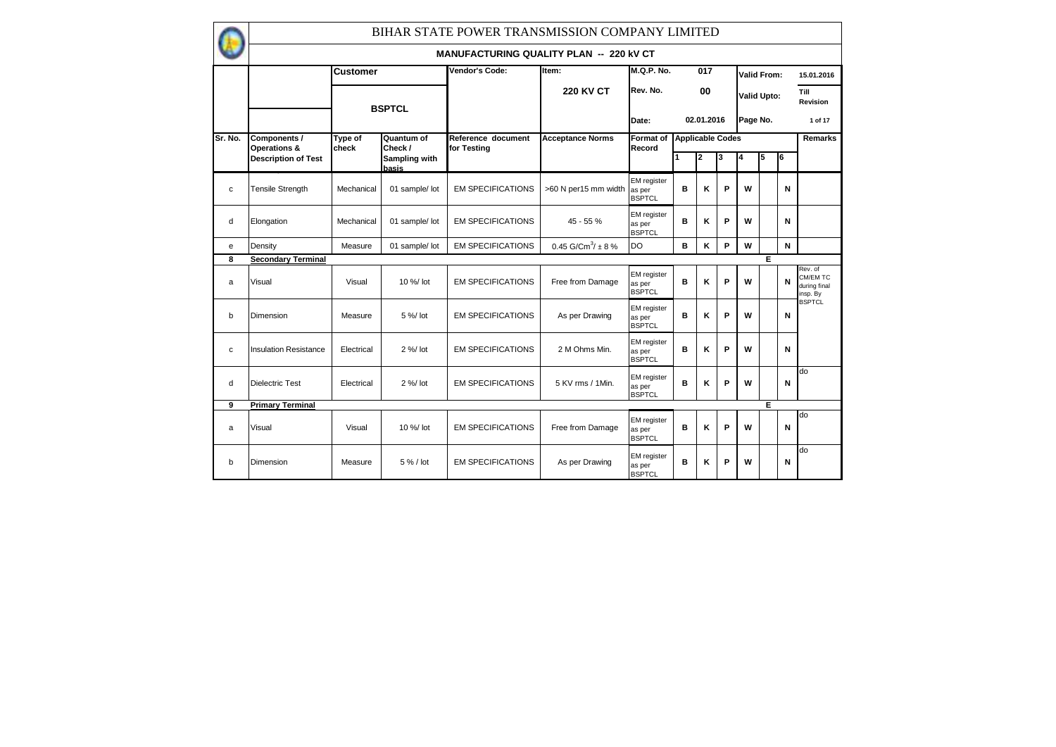# BIHAR STATE POWER TRANSMISSION COMPANY LIMITED

## MANUFACTURING QUALITY PLAN -- 220 kV CT

| | Customer | | Vendor's Code: | Item: | M.Q.P. No. | 017 | Valid From: | 15.01.2016 |
|---|---|---|---|---|---|---|---|---|
| | BSPTCL | | | 220 KV CT | Rev. No. | 00 | Valid Upto: | Till Revision |
| | | | | | Date: | 02.01.2016 | Page No. | 1 of 17 |

| Sr. No. | Components / Operations & Description of Test | Type of check | Quantum of Check / Sampling with basis | Reference document for Testing | Acceptance Norms | Format of Record | Applicable Codes 1 | 2 | 3 | 4 | 5 | 6 | Remarks |
|---|---|---|---|---|---|---|---|---|---|---|---|---|---|
| c | Tensile Strength | Mechanical | 01 sample/ lot | EM SPECIFICATIONS | >60 N per15 mm width | EM register as per BSPTCL | B | K | P | W | | N | |
| d | Elongation | Mechanical | 01 sample/ lot | EM SPECIFICATIONS | 45 - 55 % | EM register as per BSPTCL | B | K | P | W | | N | |
| e | Density | Measure | 01 sample/ lot | EM SPECIFICATIONS | 0.45 G/Cm$^3$/ ± 8 % | DO | B | K | P | W | | N | |
| **8** | **Secondary Terminal** | | | | | | | | | | E | | |
| a | Visual | Visual | 10 %/ lot | EM SPECIFICATIONS | Free from Damage | EM register as per BSPTCL | B | K | P | W | | N | Rev. of CM/EM TC during final insp. By BSPTCL |
| b | Dimension | Measure | 5 %/ lot | EM SPECIFICATIONS | As per Drawing | EM register as per BSPTCL | B | K | P | W | | N | |
| c | Insulation Resistance | Electrical | 2 %/ lot | EM SPECIFICATIONS | 2 M Ohms Min. | EM register as per BSPTCL | B | K | P | W | | N | |
| d | Dielectric Test | Electrical | 2 %/ lot | EM SPECIFICATIONS | 5 KV rms / 1Min. | EM register as per BSPTCL | B | K | P | W | | N | do |
| **9** | **Primary Terminal** | | | | | | | | | | E | | |
| a | Visual | Visual | 10 %/ lot | EM SPECIFICATIONS | Free from Damage | EM register as per BSPTCL | B | K | P | W | | N | do |
| b | Dimension | Measure | 5 % / lot | EM SPECIFICATIONS | As per Drawing | EM register as per BSPTCL | B | K | P | W | | N | do |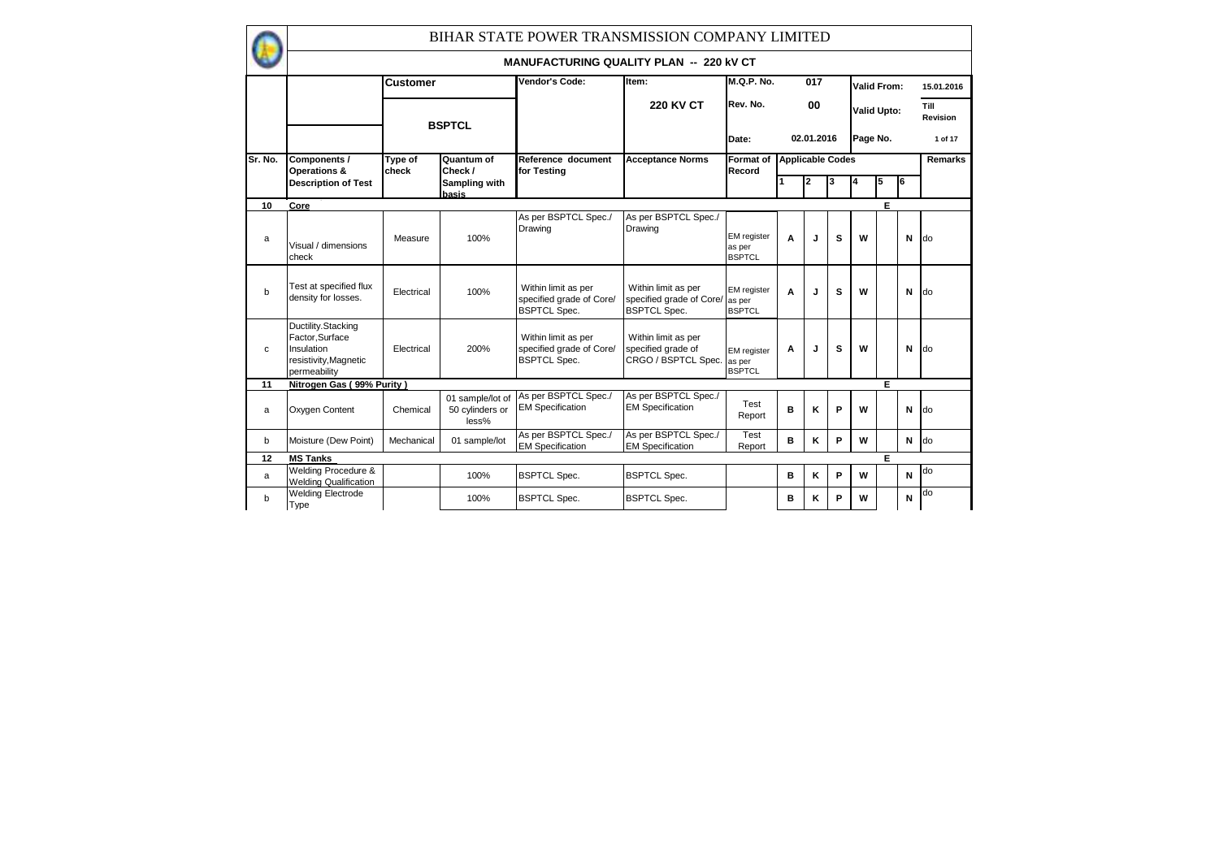# BIHAR STATE POWER TRANSMISSION COMPANY LIMITED

## MANUFACTURING QUALITY PLAN -- 220 kV CT

| | Customer | | Vendor's Code: | Item: | M.Q.P. No. | 017 | | Valid From: | 15.01.2016 |
|---|---|---|---|---|---|---|---|---|---|
| | BSPTCL | | | 220 KV CT | Rev. No. | 00 | | Valid Upto: | Till Revision |
| | | | | | Date: | 02.01.2016 | | Page No. | 1 of 17 |

| Sr. No. | Components / Operations & Description of Test | Type of check | Quantum of Check / Sampling with basis | Reference document for Testing | Acceptance Norms | Format of Record | Applicable Codes 1 | 2 | 3 | 4 | 5 | 6 | Remarks |
|---|---|---|---|---|---|---|---|---|---|---|---|---|---|
| 10 | **Core** | | | | | | | | | | E | | |
| a | Visual / dimensions check | Measure | 100% | As per BSPTCL Spec./ Drawing | As per BSPTCL Spec./ Drawing | EM register as per BSPTCL | A | J | S | W | | N | do |
| b | Test at specified flux density for losses. | Electrical | 100% | Within limit as per specified grade of Core/ BSPTCL Spec. | Within limit as per specified grade of Core/ BSPTCL Spec. | EM register as per BSPTCL | A | J | S | W | | N | do |
| c | Ductility.Stacking Factor,Surface Insulation resistivity,Magnetic permeability | Electrical | 200% | Within limit as per specified grade of Core/ BSPTCL Spec. | Within limit as per specified grade of CRGO / BSPTCL Spec. | EM register as per BSPTCL | A | J | S | W | | N | do |
| 11 | **Nitrogen Gas ( 99% Purity )** | | | | | | | | | | E | | |
| a | Oxygen Content | Chemical | 01 sample/lot of 50 cylinders or less% | As per BSPTCL Spec./ EM Specification | As per BSPTCL Spec./ EM Specification | Test Report | B | K | P | W | | N | do |
| b | Moisture (Dew Point) | Mechanical | 01 sample/lot | As per BSPTCL Spec./ EM Specification | As per BSPTCL Spec./ EM Specification | Test Report | B | K | P | W | | N | do |
| 12 | **MS Tanks** | | | | | | | | | | E | | |
| a | Welding Procedure & Welding Qualification | | 100% | BSPTCL Spec. | BSPTCL Spec. | | B | K | P | W | | N | do |
| b | Welding Electrode Type | | 100% | BSPTCL Spec. | BSPTCL Spec. | | B | K | P | W | | N | do |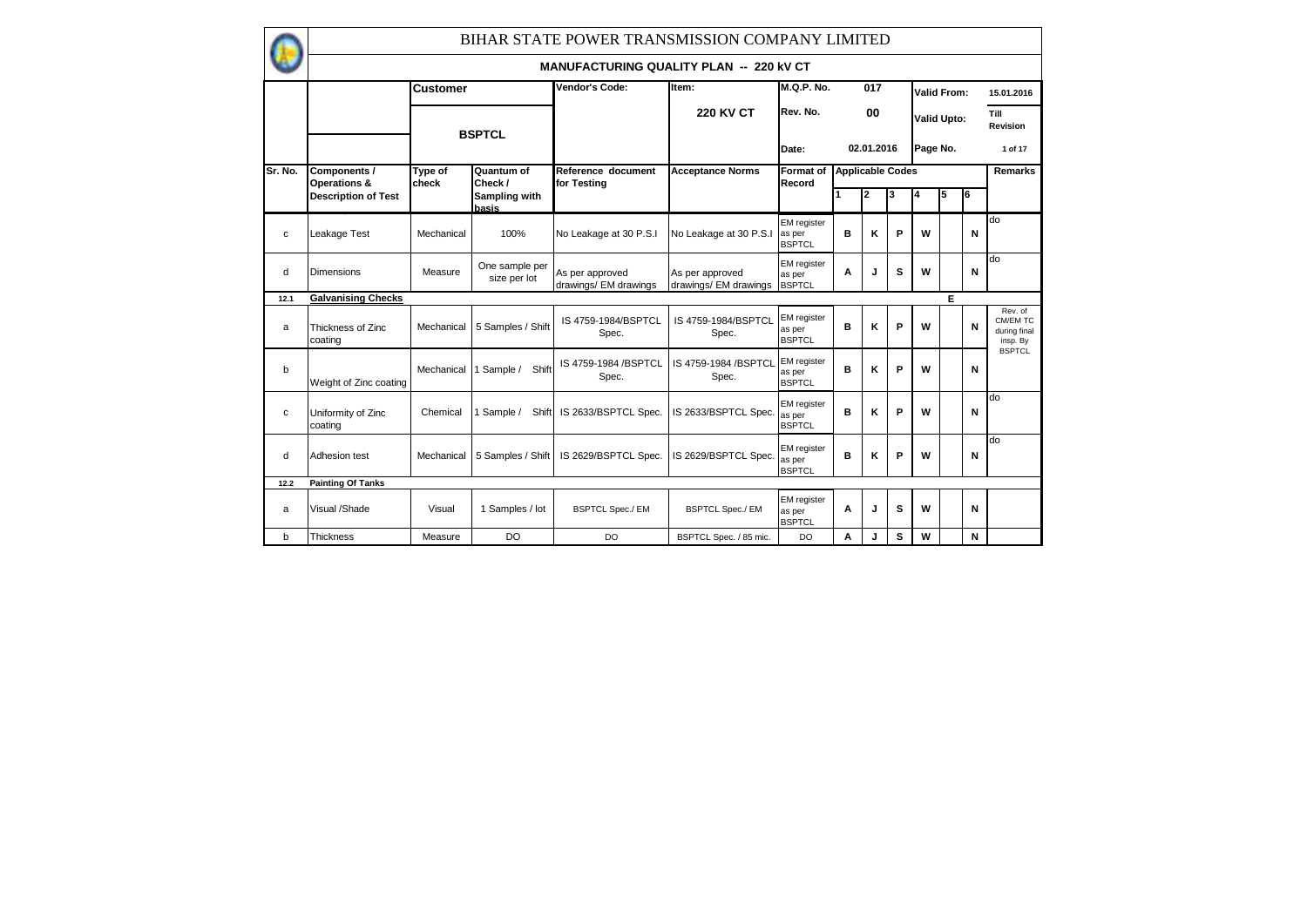# BIHAR STATE POWER TRANSMISSION COMPANY LIMITED

## MANUFACTURING QUALITY PLAN -- 220 kV CT

| | Customer | | Vendor's Code: | Item: | M.Q.P. No. 017 | | | | Valid From: | | | 15.01.2016 |
|---|---|---|---|---|---|---|---|---|---|---|---|---|
| | BSPTCL | | | 220 KV CT | Rev. No. 00 | | | | Valid Upto: | | | Till Revision |
| | | | | | Date: 02.01.2016 | | | | Page No. | | | 1 of 17 |

| Sr. No. | Components / Operations & Description of Test | Type of check | Quantum of Check / Sampling with basis | Reference document for Testing | Acceptance Norms | Format of Record | Applicable Codes 1 | 2 | 3 | 4 | 5 | 6 | Remarks |
|---|---|---|---|---|---|---|---|---|---|---|---|---|---|
| c | Leakage Test | Mechanical | 100% | No Leakage at 30 P.S.I | No Leakage at 30 P.S.I | EM register as per BSPTCL | B | K | P | W | | N | do |
| d | Dimensions | Measure | One sample per size per lot | As per approved drawings/ EM drawings | As per approved drawings/ EM drawings | EM register as per BSPTCL | A | J | S | W | | N | do |
| 12.1 | **Galvanising Checks** | | | | | | | | | | E | | |
| a | Thickness of Zinc coating | Mechanical | 5 Samples / Shift | IS 4759-1984/BSPTCL Spec. | IS 4759-1984/BSPTCL Spec. | EM register as per BSPTCL | B | K | P | W | | N | Rev. of CM/EM TC during final insp. By BSPTCL |
| b | Weight of Zinc coating | Mechanical | 1 Sample / Shift | IS 4759-1984 /BSPTCL Spec. | IS 4759-1984 /BSPTCL Spec. | EM register as per BSPTCL | B | K | P | W | | N | |
| c | Uniformity of Zinc coating | Chemical | 1 Sample / Shift | IS 2633/BSPTCL Spec. | IS 2633/BSPTCL Spec. | EM register as per BSPTCL | B | K | P | W | | N | do |
| d | Adhesion test | Mechanical | 5 Samples / Shift | IS 2629/BSPTCL Spec. | IS 2629/BSPTCL Spec. | EM register as per BSPTCL | B | K | P | W | | N | do |
| 12.2 | **Painting Of Tanks** | | | | | | | | | | | | |
| a | Visual /Shade | Visual | 1 Samples / lot | BSPTCL Spec./ EM | BSPTCL Spec./ EM | EM register as per BSPTCL | A | J | S | W | | N | |
| b | Thickness | Measure | DO | DO | BSPTCL Spec. / 85 mic. | DO | A | J | S | W | | N | |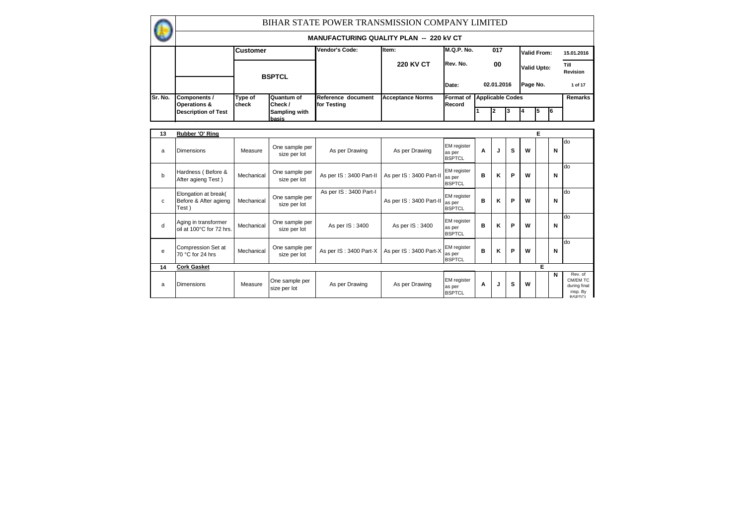# BIHAR STATE POWER TRANSMISSION COMPANY LIMITED

## MANUFACTURING QUALITY PLAN -- 220 kV CT

| | Customer | | Vendor's Code: | Item: | M.Q.P. No. | 017 | Valid From: | 15.01.2016 |
|---|---|---|---|---|---|---|---|---|
| | BSPTCL | | | 220 KV CT | Rev. No. | 00 | Valid Upto: | Till Revision |
| | | | | | Date: | 02.01.2016 | Page No. | 1 of 17 |

| Sr. No. | Components / Operations & Description of Test | Type of check | Quantum of Check / Sampling with basis | Reference document for Testing | Acceptance Norms | Format of Record | Applicable Codes 1 | 2 | 3 | 4 | 5 | 6 | Remarks |
|---|---|---|---|---|---|---|---|---|---|---|---|---|---|
| 13 | **Rubber 'O' Ring** | | | | | | | | | | E | | |
| a | Dimensions | Measure | One sample per size per lot | As per Drawing | As per Drawing | EM register as per BSPTCL | A | J | S | W | | N | do |
| b | Hardness ( Before & After agieng Test ) | Mechanical | One sample per size per lot | As per IS : 3400 Part-II | As per IS : 3400 Part-II | EM register as per BSPTCL | B | K | P | W | | N | do |
| c | Elongation at break( Before & After agieng Test ) | Mechanical | One sample per size per lot | As per IS : 3400 Part-I | As per IS : 3400 Part-II | EM register as per BSPTCL | B | K | P | W | | N | do |
| d | Aging in transformer oil at 100°C for 72 hrs. | Mechanical | One sample per size per lot | As per IS : 3400 | As per IS : 3400 | EM register as per BSPTCL | B | K | P | W | | N | do |
| e | Compression Set at 70 °C for 24 hrs | Mechanical | One sample per size per lot | As per IS : 3400 Part-X | As per IS : 3400 Part-X | EM register as per BSPTCL | B | K | P | W | | N | do |
| 14 | **Cork Gasket** | | | | | | | | | | E | | |
| a | Dimensions | Measure | One sample per size per lot | As per Drawing | As per Drawing | EM register as per BSPTCL | A | J | S | W | | N | Rev. of CM/EM TC during final insp. By BSPTCL |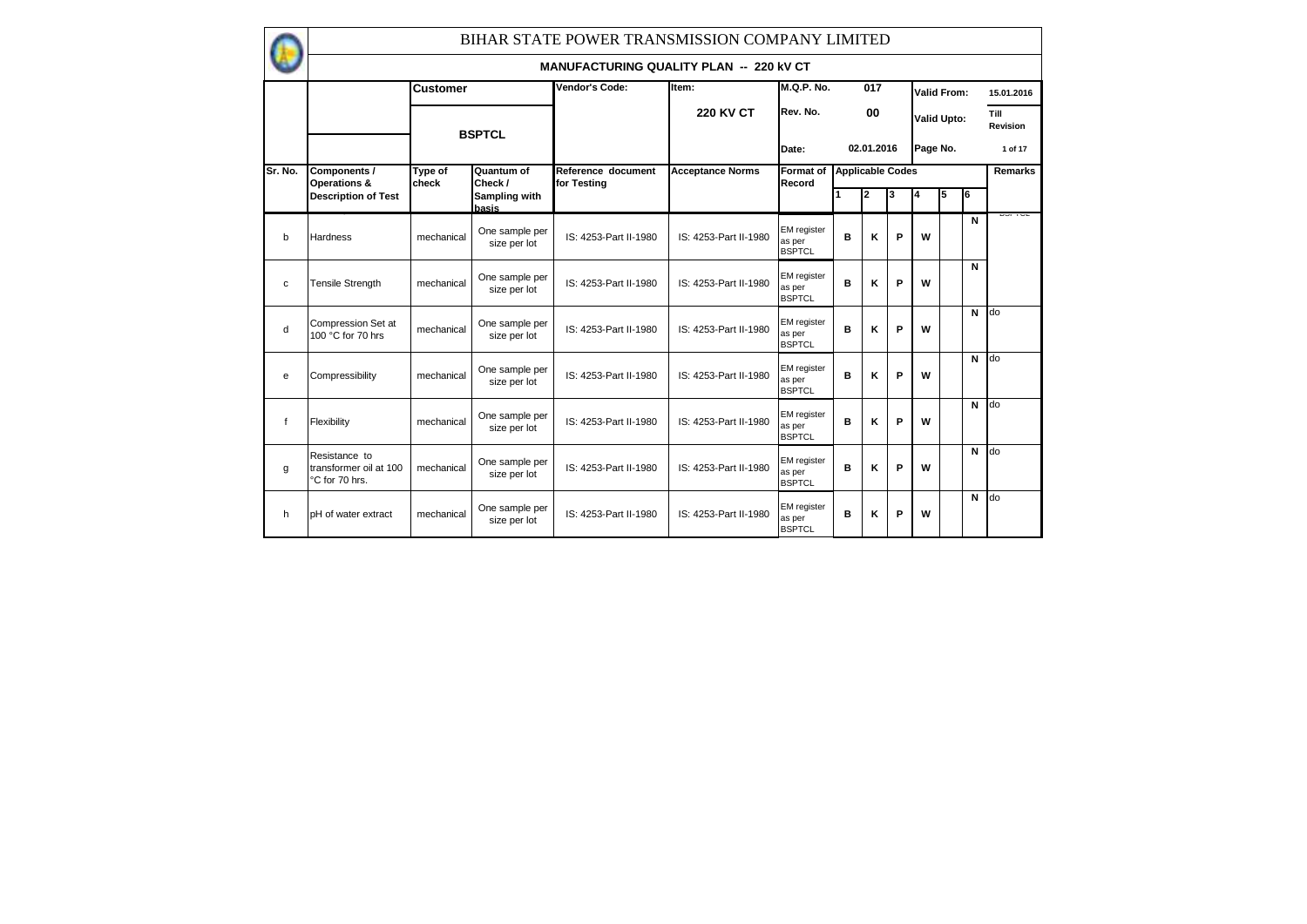# BIHAR STATE POWER TRANSMISSION COMPANY LIMITED

## MANUFACTURING QUALITY PLAN -- 220 kV CT

| | | Customer | | Vendor's Code: | Item: | M.Q.P. No. | 017 | | | Valid From: | | | 15.01.2016 |
|---|---|---|---|---|---|---|---|---|---|---|---|---|---|
| | | BSPTCL | | | 220 KV CT | Rev. No. | 00 | | | Valid Upto: | | | Till Revision |
| | | | | | | Date: | 02.01.2016 | | | Page No. | | | 1 of 17 |
| Sr. No. | Components / Operations & Description of Test | Type of check | Quantum of Check / Sampling with basis | Reference document for Testing | Acceptance Norms | Format of Record | Applicable Codes | | | | | | Remarks |
| | | | | | | | 1 | 2 | 3 | 4 | 5 | 6 | |
| b | Hardness | mechanical | One sample per size per lot | IS: 4253-Part II-1980 | IS: 4253-Part II-1980 | EM register as per BSPTCL | B | K | P | W | | N | BSPTCL |
| c | Tensile Strength | mechanical | One sample per size per lot | IS: 4253-Part II-1980 | IS: 4253-Part II-1980 | EM register as per BSPTCL | B | K | P | W | | N | |
| d | Compression Set at 100 °C for 70 hrs | mechanical | One sample per size per lot | IS: 4253-Part II-1980 | IS: 4253-Part II-1980 | EM register as per BSPTCL | B | K | P | W | | N | do |
| e | Compressibility | mechanical | One sample per size per lot | IS: 4253-Part II-1980 | IS: 4253-Part II-1980 | EM register as per BSPTCL | B | K | P | W | | N | do |
| f | Flexibility | mechanical | One sample per size per lot | IS: 4253-Part II-1980 | IS: 4253-Part II-1980 | EM register as per BSPTCL | B | K | P | W | | N | do |
| g | Resistance to transformer oil at 100 °C for 70 hrs. | mechanical | One sample per size per lot | IS: 4253-Part II-1980 | IS: 4253-Part II-1980 | EM register as per BSPTCL | B | K | P | W | | N | do |
| h | pH of water extract | mechanical | One sample per size per lot | IS: 4253-Part II-1980 | IS: 4253-Part II-1980 | EM register as per BSPTCL | B | K | P | W | | N | do |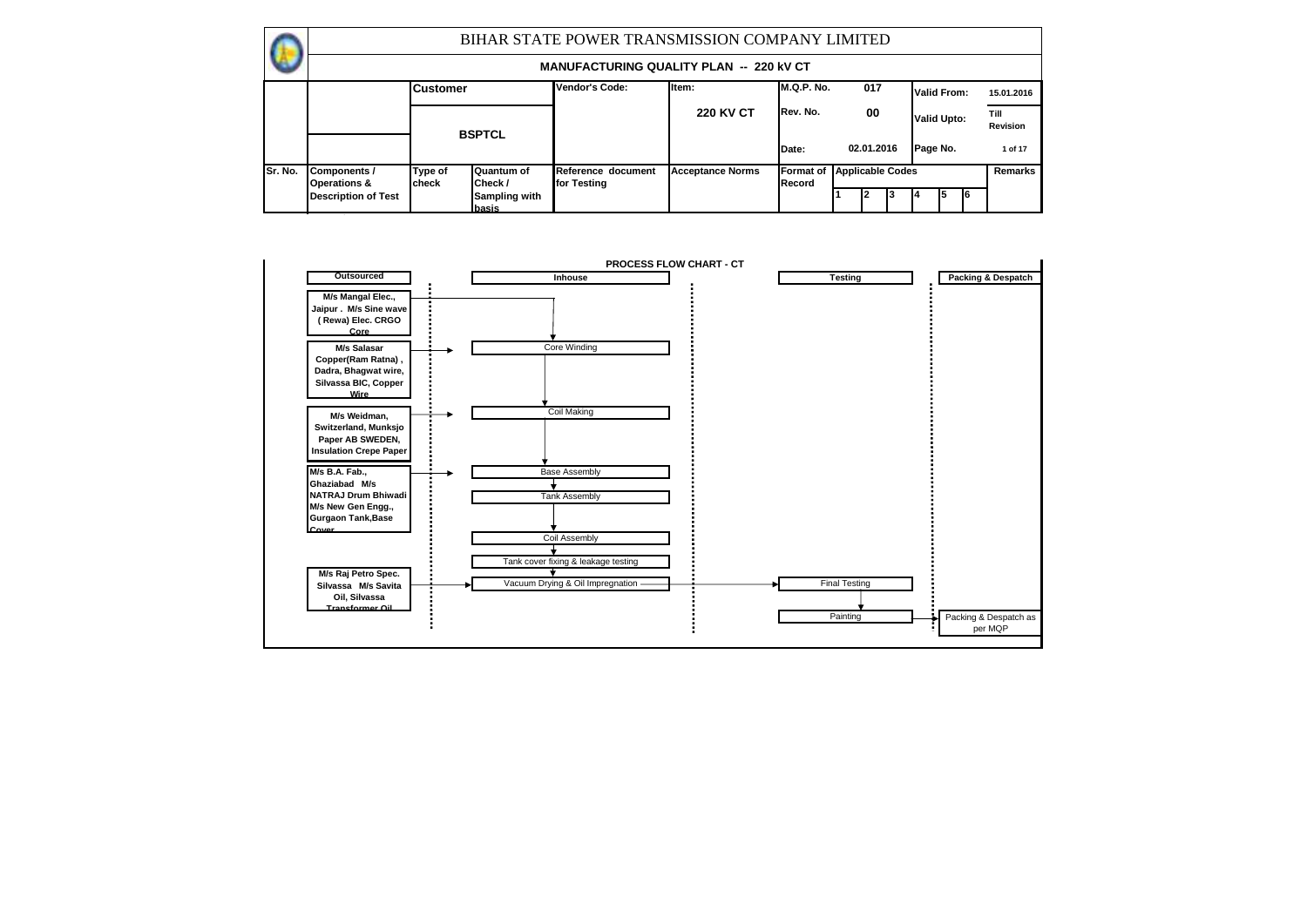# BIHAR STATE POWER TRANSMISSION COMPANY LIMITED

## MANUFACTURING QUALITY PLAN -- 220 kV CT

| | | Customer | | Vendor's Code: | Item: | M.Q.P. No. | 017 | | | Valid From: | | 15.01.2016 |
|---|---|---|---|---|---|---|---|---|---|---|---|---|
| | | BSPTCL | | | 220 KV CT | Rev. No. | 00 | | | Valid Upto: | | Till Revision |
| | | | | | | Date: | 02.01.2016 | | | Page No. | | 1 of 17 |
| Sr. No. | Components / Operations & Description of Test | Type of check | Quantum of Check / Sampling with basis | Reference document for Testing | Acceptance Norms | Format of Record | Applicable Codes | | | | | Remarks |
| | | | | | | | 1 | 2 | 3 | 4 | 5 | 6 |

### PROCESS FLOW CHART - CT

| Outsourced | Inhouse | Testing | Packing & Despatch |
|---|---|---|---|
| M/s Mangal Elec., Jaipur . M/s Sine wave ( Rewa) Elec. CRGO Core | | | |
| M/s Salasar Copper(Ram Ratna) , Dadra, Bhagwat wire, Silvassa BIC, Copper Wire | Core Winding | | |
| M/s Weidman, Switzerland, Munksjo Paper AB SWEDEN, Insulation Crepe Paper | Coil Making | | |
| M/s B.A. Fab., Ghaziabad M/s NATRAJ Drum Bhiwadi M/s New Gen Engg., Gurgaon Tank,Base Cover | Base Assembly | | |
| | Tank Assembly | | |
| | Coil Assembly | | |
| | Tank cover fixing & leakage testing | | |
| M/s Raj Petro Spec. Silvassa M/s Savita Oil, Silvassa Transformer Oil | Vacuum Drying & Oil Impregnation | Final Testing | |
| | | Painting | Packing & Despatch as per MQP |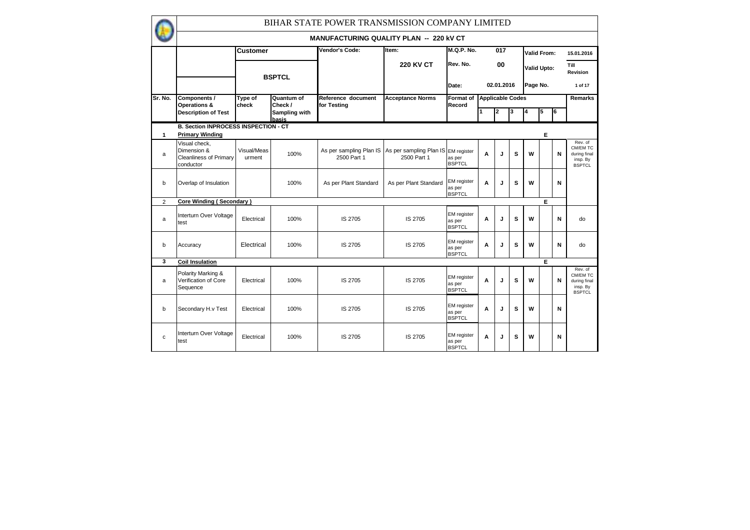# BIHAR STATE POWER TRANSMISSION COMPANY LIMITED

## MANUFACTURING QUALITY PLAN -- 220 kV CT

| | Customer | | Vendor's Code: | Item: | M.Q.P. No. | 017 | Valid From: | 15.01.2016 |
|---|---|---|---|---|---|---|---|---|
| | BSPTCL | | | 220 KV CT | Rev. No. | 00 | Valid Upto: | Till Revision |
| | | | | | Date: | 02.01.2016 | Page No. | 1 of 17 |

| Sr. No. | Components / Operations & Description of Test | Type of check | Quantum of Check / Sampling with basis | Reference document for Testing | Acceptance Norms | Format of Record | Applicable Codes | | | | | | Remarks |
|---|---|---|---|---|---|---|---|---|---|---|---|---|---|
| | | | | | | | 1 | 2 | 3 | 4 | 5 | 6 | |
| | **B. Section INPROCESS INSPECTION - CT** | | | | | | | | | | | | |
| **1** | **Primary Winding** | | | | | | | | | | E | | |
| a | Visual check, Dimension & Cleanliness of Primary conductor | Visual/Measurment | 100% | As per sampling Plan IS 2500 Part 1 | As per sampling Plan IS 2500 Part 1 | EM register as per BSPTCL | A | J | S | W | | N | Rev. of CM/EM TC during final insp. By BSPTCL |
| b | Overlap of Insulation | | 100% | As per Plant Standard | As per Plant Standard | EM register as per BSPTCL | A | J | S | W | | N | |
| 2 | **Core Winding ( Secondary )** | | | | | | | | | | E | | |
| a | Interturn Over Voltage test | Electrical | 100% | IS 2705 | IS 2705 | EM register as per BSPTCL | A | J | S | W | | N | do |
| b | Accuracy | Electrical | 100% | IS 2705 | IS 2705 | EM register as per BSPTCL | A | J | S | W | | N | do |
| **3** | **Coil Insulation** | | | | | | | | | | E | | |
| a | Polarity Marking & Verification of Core Sequence | Electrical | 100% | IS 2705 | IS 2705 | EM register as per BSPTCL | A | J | S | W | | N | Rev. of CM/EM TC during final insp. By BSPTCL |
| b | Secondary H.v Test | Electrical | 100% | IS 2705 | IS 2705 | EM register as per BSPTCL | A | J | S | W | | N | |
| c | Interturn Over Voltage test | Electrical | 100% | IS 2705 | IS 2705 | EM register as per BSPTCL | A | J | S | W | | N | |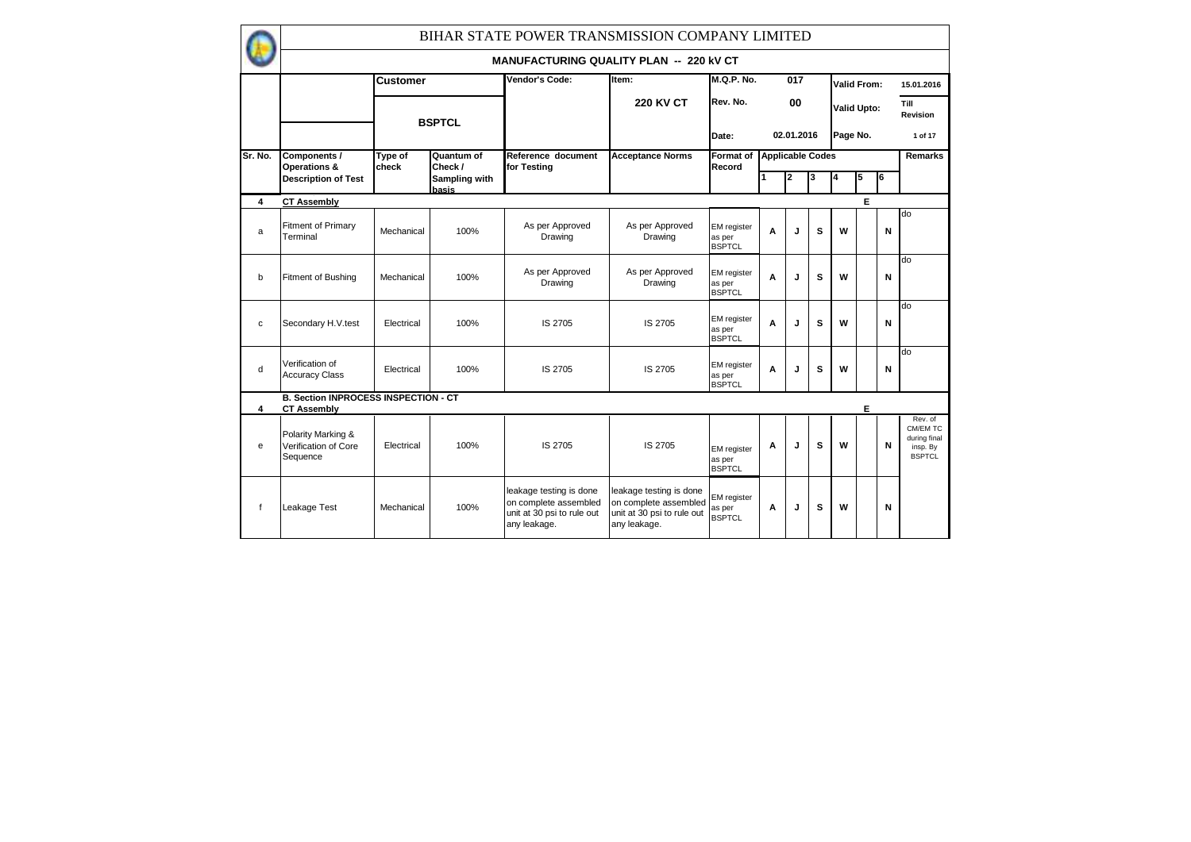# BIHAR STATE POWER TRANSMISSION COMPANY LIMITED

## MANUFACTURING QUALITY PLAN -- 220 kV CT

| | Customer | | Vendor's Code: | Item: | M.Q.P. No. | 017 | Valid From: | 15.01.2016 |
|---|---|---|---|---|---|---|---|---|
| | BSPTCL | | | 220 KV CT | Rev. No. | 00 | Valid Upto: | Till Revision |
| | | | | | Date: | 02.01.2016 | Page No. | 1 of 17 |

| Sr. No. | Components / Operations & Description of Test | Type of check | Quantum of Check / Sampling with basis | Reference document for Testing | Acceptance Norms | Format of Record | Applicable Codes 1 | 2 | 3 | 4 | 5 | 6 | Remarks |
|---|---|---|---|---|---|---|---|---|---|---|---|---|---|
| 4 | **CT Assembly** | | | | | | | | | | E | | |
| a | Fitment of Primary Terminal | Mechanical | 100% | As per Approved Drawing | As per Approved Drawing | EM register as per BSPTCL | A | J | S | W | | N | do |
| b | Fitment of Bushing | Mechanical | 100% | As per Approved Drawing | As per Approved Drawing | EM register as per BSPTCL | A | J | S | W | | N | do |
| c | Secondary H.V.test | Electrical | 100% | IS 2705 | IS 2705 | EM register as per BSPTCL | A | J | S | W | | N | do |
| d | Verification of Accuracy Class | Electrical | 100% | IS 2705 | IS 2705 | EM register as per BSPTCL | A | J | S | W | | N | do |
| | **B. Section INPROCESS INSPECTION - CT** | | | | | | | | | | | | |
| 4 | **CT Assembly** | | | | | | | | | | E | | |
| e | Polarity Marking & Verification of Core Sequence | Electrical | 100% | IS 2705 | IS 2705 | EM register as per BSPTCL | A | J | S | W | | N | Rev. of CM/EM TC during final insp. By BSPTCL |
| f | Leakage Test | Mechanical | 100% | leakage testing is done on complete assembled unit at 30 psi to rule out any leakage. | leakage testing is done on complete assembled unit at 30 psi to rule out any leakage. | EM register as per BSPTCL | A | J | S | W | | N | |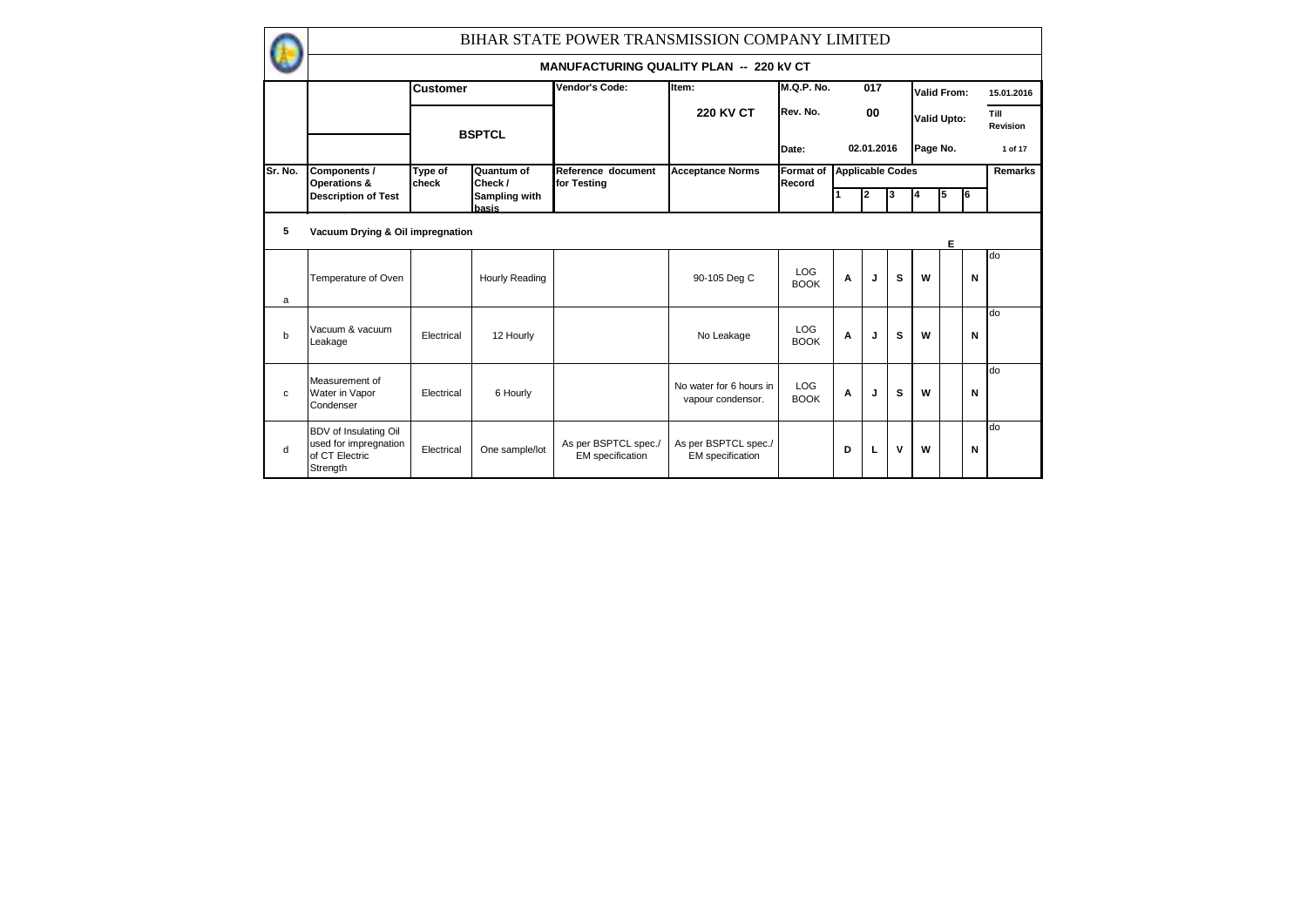# BIHAR STATE POWER TRANSMISSION COMPANY LIMITED

## MANUFACTURING QUALITY PLAN -- 220 kV CT

| Customer | Vendor's Code: | Item: | M.Q.P. No. | 017 | Valid From: | 15.01.2016 |
|---|---|---|---|---|---|---|
| BSPTCL | | 220 KV CT | Rev. No. | 00 | Valid Upto: | Till Revision |
| | | | Date: | 02.01.2016 | Page No. | 1 of 17 |

| Sr. No. | Components / Operations & Description of Test | Type of check | Quantum of Check / Sampling with basis | Reference document for Testing | Acceptance Norms | Format of Record | Applicable Codes 1 | 2 | 3 | 4 | 5 | 6 | Remarks |
|---|---|---|---|---|---|---|---|---|---|---|---|---|---|
| 5 | Vacuum Drying & Oil impregnation | | | | | | | | | | E | | |
| a | Temperature of Oven | | Hourly Reading | | 90-105 Deg C | LOG BOOK | A | J | S | W | | N | do |
| b | Vacuum & vacuum Leakage | Electrical | 12 Hourly | | No Leakage | LOG BOOK | A | J | S | W | | N | do |
| c | Measurement of Water in Vapor Condenser | Electrical | 6 Hourly | | No water for 6 hours in vapour condensor. | LOG BOOK | A | J | S | W | | N | do |
| d | BDV of Insulating Oil used for impregnation of CT Electric Strength | Electrical | One sample/lot | As per BSPTCL spec./ EM specification | As per BSPTCL spec./ EM specification | | D | L | V | W | | N | do |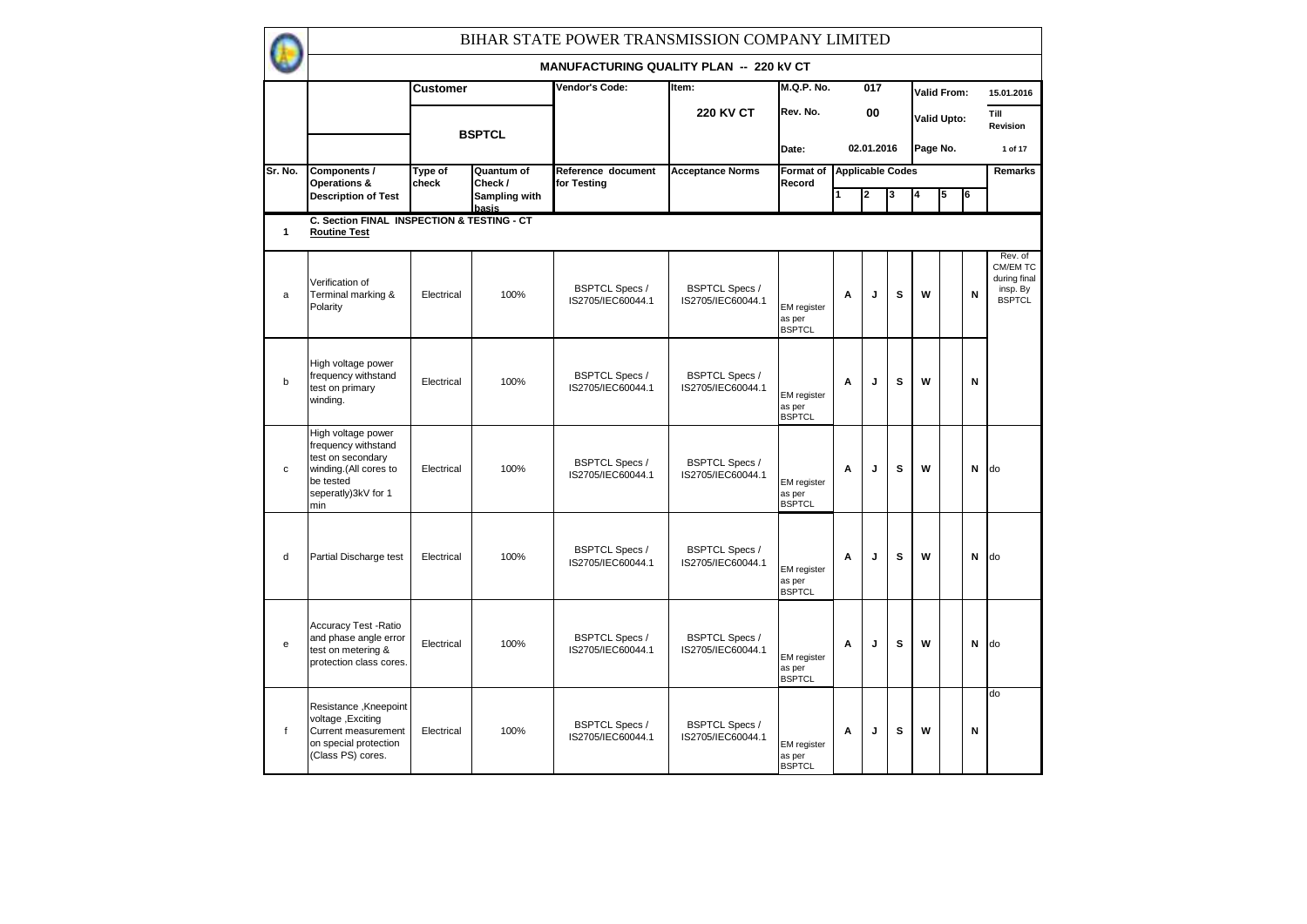# BIHAR STATE POWER TRANSMISSION COMPANY LIMITED

## MANUFACTURING QUALITY PLAN -- 220 kV CT

| | Customer | | Vendor's Code: | Item: | M.Q.P. No. | 017 | Valid From: | 15.01.2016 |
|---|---|---|---|---|---|---|---|---|
| | BSPTCL | | | 220 KV CT | Rev. No. | 00 | Valid Upto: | Till Revision |
| | | | | | Date: | 02.01.2016 | Page No. | 1 of 17 |

| Sr. No. | Components / Operations & Description of Test | Type of check | Quantum of Check / Sampling with basis | Reference document for Testing | Acceptance Norms | Format of Record | Applicable Codes | | | | | | Remarks |
|---|---|---|---|---|---|---|---|---|---|---|---|---|---|
| | | | | | | | 1 | 2 | 3 | 4 | 5 | 6 | |
| 1 | **C. Section FINAL INSPECTION & TESTING - CT** **Routine Test** | | | | | | | | | | | | |
| a | Verification of Terminal marking & Polarity | Electrical | 100% | BSPTCL Specs / IS2705/IEC60044.1 | BSPTCL Specs / IS2705/IEC60044.1 | EM register as per BSPTCL | A | J | S | W | | N | Rev. of CM/EM TC during final insp. By BSPTCL |
| b | High voltage power frequency withstand test on primary winding. | Electrical | 100% | BSPTCL Specs / IS2705/IEC60044.1 | BSPTCL Specs / IS2705/IEC60044.1 | EM register as per BSPTCL | A | J | S | W | | N | |
| c | High voltage power frequency withstand test on secondary winding.(All cores to be tested seperatly)3kV for 1 min | Electrical | 100% | BSPTCL Specs / IS2705/IEC60044.1 | BSPTCL Specs / IS2705/IEC60044.1 | EM register as per BSPTCL | A | J | S | W | | N | do |
| d | Partial Discharge test | Electrical | 100% | BSPTCL Specs / IS2705/IEC60044.1 | BSPTCL Specs / IS2705/IEC60044.1 | EM register as per BSPTCL | A | J | S | W | | N | do |
| e | Accuracy Test -Ratio and phase angle error test on metering & protection class cores. | Electrical | 100% | BSPTCL Specs / IS2705/IEC60044.1 | BSPTCL Specs / IS2705/IEC60044.1 | EM register as per BSPTCL | A | J | S | W | | N | do |
| f | Resistance ,Kneepoint voltage ,Exciting Current measurement on special protection (Class PS) cores. | Electrical | 100% | BSPTCL Specs / IS2705/IEC60044.1 | BSPTCL Specs / IS2705/IEC60044.1 | EM register as per BSPTCL | A | J | S | W | | N | do |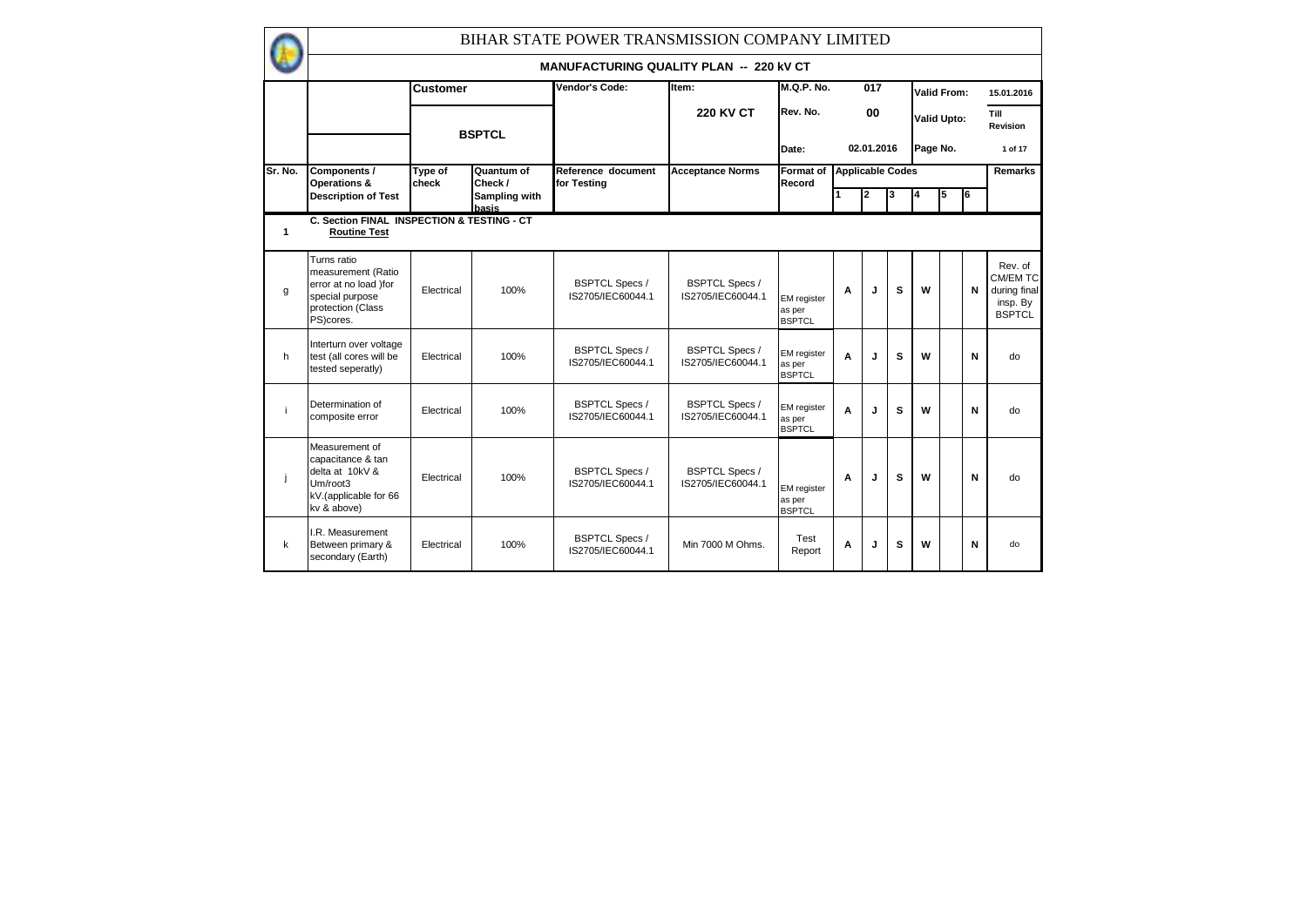# BIHAR STATE POWER TRANSMISSION COMPANY LIMITED

## MANUFACTURING QUALITY PLAN -- 220 kV CT

| | Customer | | Vendor's Code: | Item: | M.Q.P. No. | 017 | Valid From: | 15.01.2016 |
|---|---|---|---|---|---|---|---|---|
| | BSPTCL | | | 220 KV CT | Rev. No. | 00 | Valid Upto: | Till Revision |
| | | | | | Date: | 02.01.2016 | Page No. | 1 of 17 |

| Sr. No. | Components / Operations & Description of Test | Type of check | Quantum of Check / Sampling with basis | Reference document for Testing | Acceptance Norms | Format of Record | Applicable Codes | | | | | | Remarks |
|---|---|---|---|---|---|---|---|---|---|---|---|---|---|
| | | | | | | | 1 | 2 | 3 | 4 | 5 | 6 | |
| 1 | C. Section FINAL INSPECTION & TESTING - CT **Routine Test** | | | | | | | | | | | | |
| g | Turns ratio measurement (Ratio error at no load )for special purpose protection (Class PS)cores. | Electrical | 100% | BSPTCL Specs / IS2705/IEC60044.1 | BSPTCL Specs / IS2705/IEC60044.1 | EM register as per BSPTCL | A | J | S | W | | N | Rev. of CM/EM TC during final insp. By BSPTCL |
| h | Interturn over voltage test (all cores will be tested seperatly) | Electrical | 100% | BSPTCL Specs / IS2705/IEC60044.1 | BSPTCL Specs / IS2705/IEC60044.1 | EM register as per BSPTCL | A | J | S | W | | N | do |
| i | Determination of composite error | Electrical | 100% | BSPTCL Specs / IS2705/IEC60044.1 | BSPTCL Specs / IS2705/IEC60044.1 | EM register as per BSPTCL | A | J | S | W | | N | do |
| j | Measurement of capacitance & tan delta at 10kV & Um/root3 kV.(applicable for 66 kv & above) | Electrical | 100% | BSPTCL Specs / IS2705/IEC60044.1 | BSPTCL Specs / IS2705/IEC60044.1 | EM register as per BSPTCL | A | J | S | W | | N | do |
| k | I.R. Measurement Between primary & secondary (Earth) | Electrical | 100% | BSPTCL Specs / IS2705/IEC60044.1 | Min 7000 M Ohms. | Test Report | A | J | S | W | | N | do |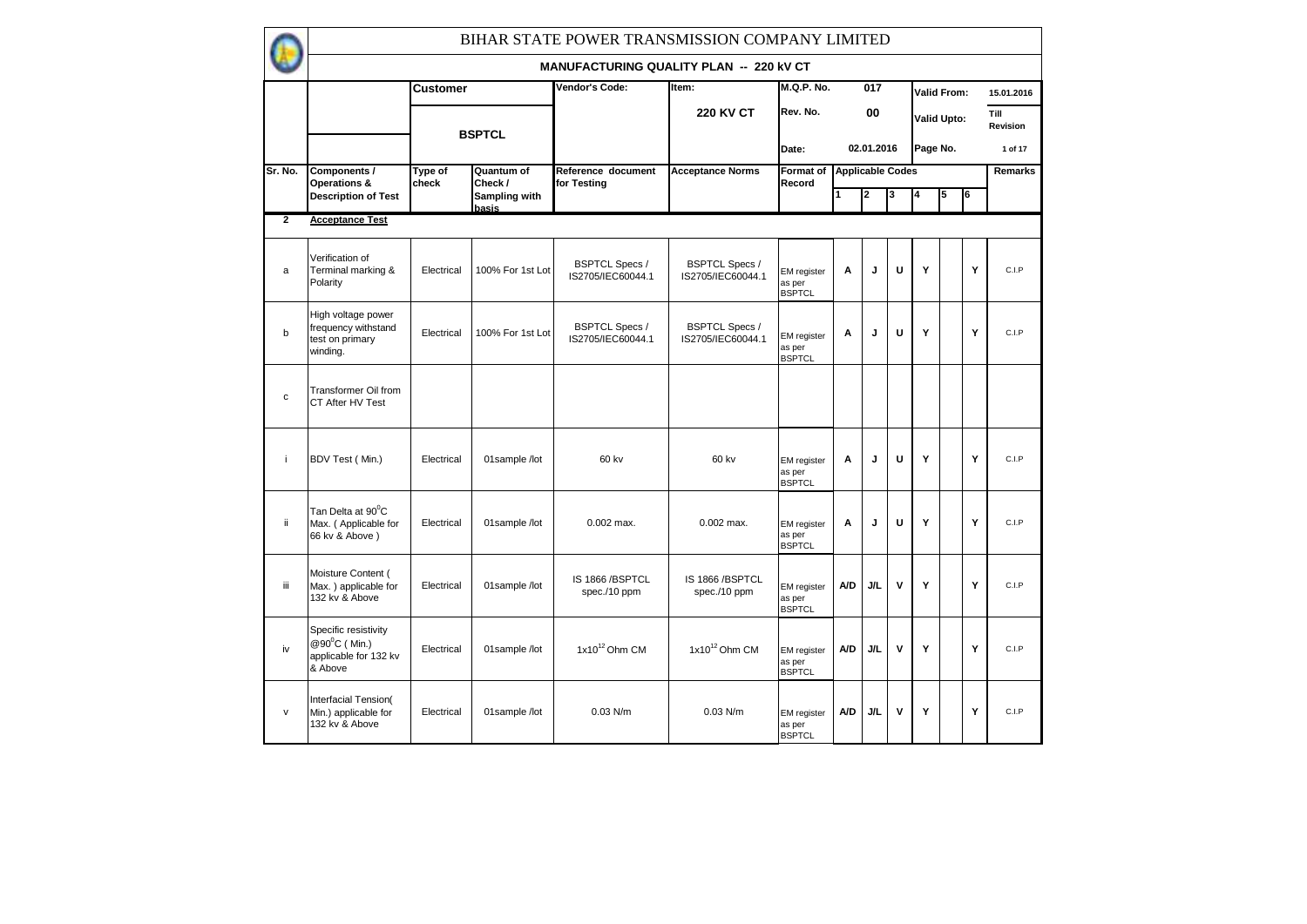# BIHAR STATE POWER TRANSMISSION COMPANY LIMITED

## MANUFACTURING QUALITY PLAN -- 220 kV CT

| | Customer | | Vendor's Code: | Item: | M.Q.P. No. | 017 | | | Valid From: | | 15.01.2016 |
|---|---|---|---|---|---|---|---|---|---|---|---|
| | BSPTCL | | | 220 KV CT | Rev. No. | 00 | | | Valid Upto: | | Till Revision |
| | | | | | Date: | 02.01.2016 | | | Page No. | | 1 of 17 |

| Sr. No. | Components / Operations & Description of Test | Type of check | Quantum of Check / Sampling with basis | Reference document for Testing | Acceptance Norms | Format of Record | Applicable Codes 1 | 2 | 3 | 4 | 5 | 6 | Remarks |
|---|---|---|---|---|---|---|---|---|---|---|---|---|---|
| **2** | **Acceptance Test** | | | | | | | | | | | | |
| a | Verification of Terminal marking & Polarity | Electrical | 100% For 1st Lot | BSPTCL Specs / IS2705/IEC60044.1 | BSPTCL Specs / IS2705/IEC60044.1 | EM register as per BSPTCL | A | J | U | Y | | Y | C.I.P |
| b | High voltage power frequency withstand test on primary winding. | Electrical | 100% For 1st Lot | BSPTCL Specs / IS2705/IEC60044.1 | BSPTCL Specs / IS2705/IEC60044.1 | EM register as per BSPTCL | A | J | U | Y | | Y | C.I.P |
| c | Transformer Oil from CT After HV Test | | | | | | | | | | | | |
| i | BDV Test ( Min.) | Electrical | 01sample /lot | 60 kv | 60 kv | EM register as per BSPTCL | A | J | U | Y | | Y | C.I.P |
| ii | Tan Delta at $90^0$C Max. ( Applicable for 66 kv & Above ) | Electrical | 01sample /lot | 0.002 max. | 0.002 max. | EM register as per BSPTCL | A | J | U | Y | | Y | C.I.P |
| iii | Moisture Content ( Max. ) applicable for 132 kv & Above | Electrical | 01sample /lot | IS 1866 /BSPTCL spec./10 ppm | IS 1866 /BSPTCL spec./10 ppm | EM register as per BSPTCL | A/D | J/L | V | Y | | Y | C.I.P |
| iv | Specific resistivity @$90^0$C ( Min.) applicable for 132 kv & Above | Electrical | 01sample /lot | $1x10^{12}$ Ohm CM | $1x10^{12}$ Ohm CM | EM register as per BSPTCL | A/D | J/L | V | Y | | Y | C.I.P |
| v | Interfacial Tension( Min.) applicable for 132 kv & Above | Electrical | 01sample /lot | 0.03 N/m | 0.03 N/m | EM register as per BSPTCL | A/D | J/L | V | Y | | Y | C.I.P |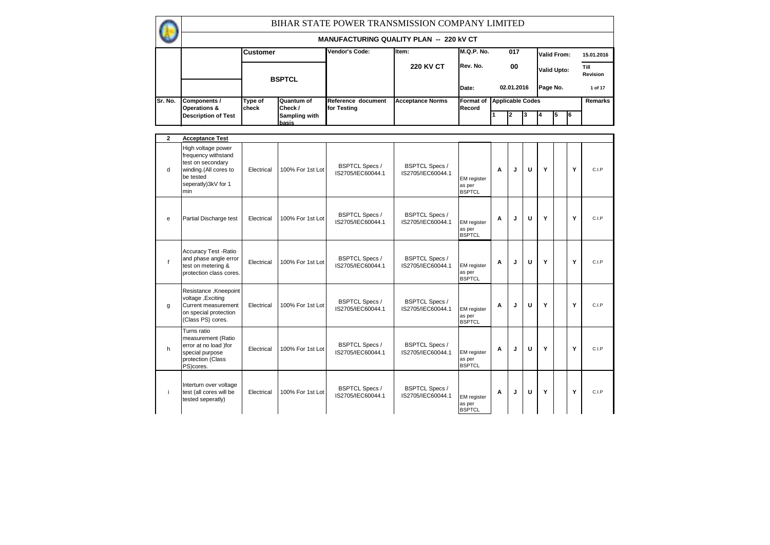# BIHAR STATE POWER TRANSMISSION COMPANY LIMITED

## MANUFACTURING QUALITY PLAN -- 220 kV CT

| | Customer | | Vendor's Code: | Item: | M.Q.P. No. | 017 | Valid From: | 15.01.2016 |
|---|---|---|---|---|---|---|---|---|
| | BSPTCL | | | 220 KV CT | Rev. No. | 00 | Valid Upto: | Till Revision |
| | | | | | Date: | 02.01.2016 | Page No. | 1 of 17 |

| Sr. No. | Components / Operations & Description of Test | Type of check | Quantum of Check / Sampling with basis | Reference document for Testing | Acceptance Norms | Format of Record | Applicable Codes 1 | 2 | 3 | 4 | 5 | 6 | Remarks |
|---|---|---|---|---|---|---|---|---|---|---|---|---|---|
| **2** | **Acceptance Test** | | | | | | | | | | | | |
| d | High voltage power frequency withstand test on secondary winding.(All cores to be tested seperatly)3kV for 1 min | Electrical | 100% For 1st Lot | BSPTCL Specs / IS2705/IEC60044.1 | BSPTCL Specs / IS2705/IEC60044.1 | EM register as per BSPTCL | A | J | U | Y | | Y | C.I.P |
| e | Partial Discharge test | Electrical | 100% For 1st Lot | BSPTCL Specs / IS2705/IEC60044.1 | BSPTCL Specs / IS2705/IEC60044.1 | EM register as per BSPTCL | A | J | U | Y | | Y | C.I.P |
| f | Accuracy Test -Ratio and phase angle error test on metering & protection class cores. | Electrical | 100% For 1st Lot | BSPTCL Specs / IS2705/IEC60044.1 | BSPTCL Specs / IS2705/IEC60044.1 | EM register as per BSPTCL | A | J | U | Y | | Y | C.I.P |
| g | Resistance ,Kneepoint voltage ,Exciting Current measurement on special protection (Class PS) cores. | Electrical | 100% For 1st Lot | BSPTCL Specs / IS2705/IEC60044.1 | BSPTCL Specs / IS2705/IEC60044.1 | EM register as per BSPTCL | A | J | U | Y | | Y | C.I.P |
| h | Turns ratio measurement (Ratio error at no load )for special purpose protection (Class PS)cores. | Electrical | 100% For 1st Lot | BSPTCL Specs / IS2705/IEC60044.1 | BSPTCL Specs / IS2705/IEC60044.1 | EM register as per BSPTCL | A | J | U | Y | | Y | C.I.P |
| i | Interturn over voltage test (all cores will be tested seperatly) | Electrical | 100% For 1st Lot | BSPTCL Specs / IS2705/IEC60044.1 | BSPTCL Specs / IS2705/IEC60044.1 | EM register as per BSPTCL | A | J | U | Y | | Y | C.I.P |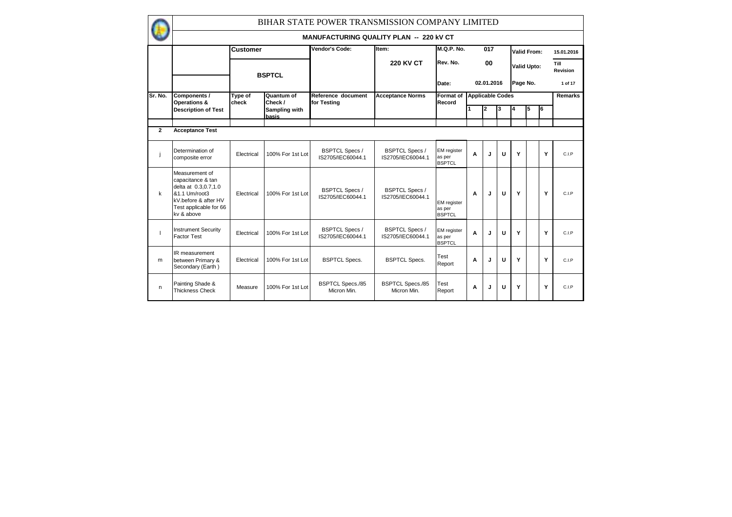# BIHAR STATE POWER TRANSMISSION COMPANY LIMITED

## MANUFACTURING QUALITY PLAN -- 220 kV CT

| | Customer | | Vendor's Code: | Item: | M.Q.P. No. | 017 | Valid From: | 15.01.2016 |
|---|---|---|---|---|---|---|---|---|
| | BSPTCL | | | 220 KV CT | Rev. No. | 00 | Valid Upto: | Till Revision |
| | | | | | Date: | 02.01.2016 | Page No. | 1 of 17 |

| Sr. No. | Components / Operations & Description of Test | Type of check | Quantum of Check / Sampling with basis | Reference document for Testing | Acceptance Norms | Format of Record | Applicable Codes | | | | | | Remarks |
|---|---|---|---|---|---|---|---|---|---|---|---|---|---|
| | | | | | | | 1 | 2 | 3 | 4 | 5 | 6 | |
| **2** | **Acceptance Test** | | | | | | | | | | | | |
| j | Determination of composite error | Electrical | 100% For 1st Lot | BSPTCL Specs / IS2705/IEC60044.1 | BSPTCL Specs / IS2705/IEC60044.1 | EM register as per BSPTCL | A | J | U | Y | | Y | C.I.P |
| k | Measurement of capacitance & tan delta at 0.3,0.7,1.0 &1.1 Um/root3 kV.before & after HV Test applicable for 66 kv & above | Electrical | 100% For 1st Lot | BSPTCL Specs / IS2705/IEC60044.1 | BSPTCL Specs / IS2705/IEC60044.1 | EM register as per BSPTCL | A | J | U | Y | | Y | C.I.P |
| l | Instrument Security Factor Test | Electrical | 100% For 1st Lot | BSPTCL Specs / IS2705/IEC60044.1 | BSPTCL Specs / IS2705/IEC60044.1 | EM register as per BSPTCL | A | J | U | Y | | Y | C.I.P |
| m | IR measurement between Primary & Secondary (Earth ) | Electrical | 100% For 1st Lot | BSPTCL Specs. | BSPTCL Specs. | Test Report | A | J | U | Y | | Y | C.I.P |
| n | Painting Shade & Thickness Check | Measure | 100% For 1st Lot | BSPTCL Specs./85 Micron Min. | BSPTCL Specs./85 Micron Min. | Test Report | A | J | U | Y | | Y | C.I.P |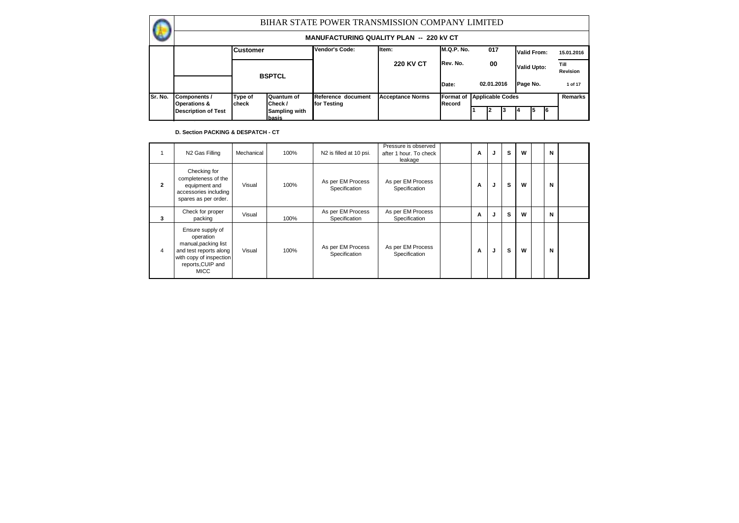# BIHAR STATE POWER TRANSMISSION COMPANY LIMITED

## MANUFACTURING QUALITY PLAN -- 220 kV CT

| | | Customer | | Vendor's Code: | Item: | M.Q.P. No. | 017 | | | Valid From: | | 15.01.2016 |
|---|---|---|---|---|---|---|---|---|---|---|---|---|
| | | BSPTCL | | | 220 KV CT | Rev. No. | 00 | | | Valid Upto: | | Till Revision |
| | | | | | | Date: | 02.01.2016 | | | Page No. | | 1 of 17 |

**D. Section PACKING & DESPATCH - CT**

| Sr. No. | Components / Operations & Description of Test | Type of check | Quantum of Check / Sampling with basis | Reference document for Testing | Acceptance Norms | Format of Record | Applicable Codes 1 | 2 | 3 | 4 | 5 | 6 | Remarks |
|---|---|---|---|---|---|---|---|---|---|---|---|---|---|
| 1 | N2 Gas Filling | Mechanical | 100% | N2 is filled at 10 psi. | Pressure is observed after 1 hour. To check leakage | | A | J | S | W | | N | |
| 2 | Checking for completeness of the equipment and accessories including spares as per order. | Visual | 100% | As per EM Process Specification | As per EM Process Specification | | A | J | S | W | | N | |
| 3 | Check for proper packing | Visual | 100% | As per EM Process Specification | As per EM Process Specification | | A | J | S | W | | N | |
| 4 | Ensure supply of operation manual,packing list and test reports along with copy of inspection reports,CUIP and MICC | Visual | 100% | As per EM Process Specification | As per EM Process Specification | | A | J | S | W | | N | |